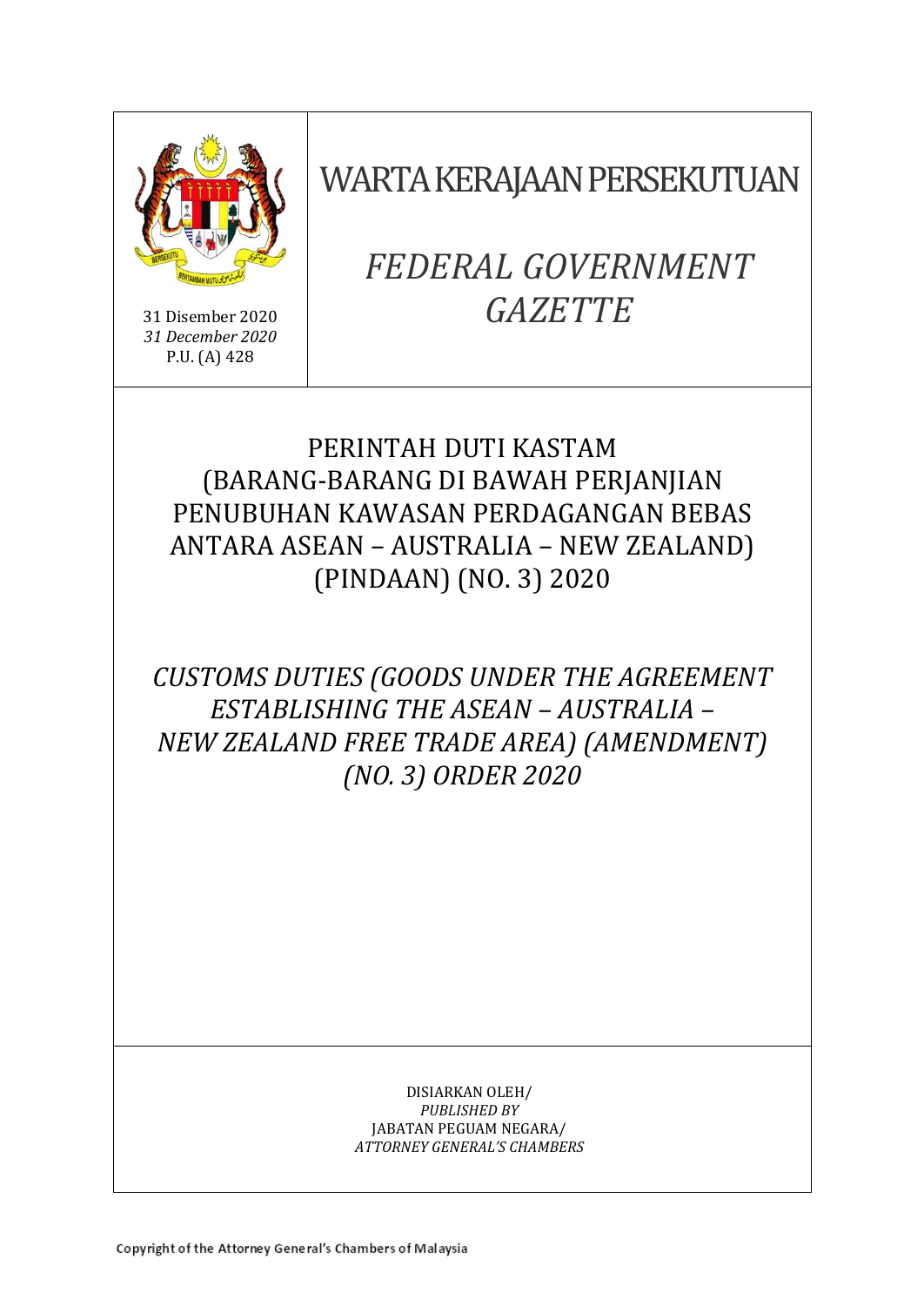31 Disember 2020
*31 December 2020*
P.U. (A) 428

# WARTA KERAJAAN PERSEKUTUAN

# *FEDERAL GOVERNMENT GAZETTE*

## PERINTAH DUTI KASTAM (BARANG-BARANG DI BAWAH PERJANJIAN PENUBUHAN KAWASAN PERDAGANGAN BEBAS ANTARA ASEAN – AUSTRALIA – NEW ZEALAND) (PINDAAN) (NO. 3) 2020

## *CUSTOMS DUTIES (GOODS UNDER THE AGREEMENT ESTABLISHING THE ASEAN – AUSTRALIA – NEW ZEALAND FREE TRADE AREA) (AMENDMENT) (NO. 3) ORDER 2020*

DISIARKAN OLEH/
*PUBLISHED BY*
JABATAN PEGUAM NEGARA/
*ATTORNEY GENERAL'S CHAMBERS*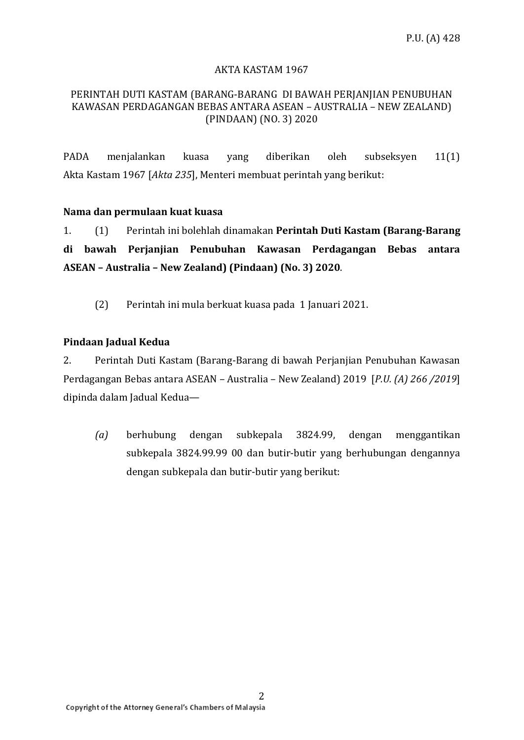P.U. (A) 428

AKTA KASTAM 1967

PERINTAH DUTI KASTAM (BARANG-BARANG DI BAWAH PERJANJIAN PENUBUHAN KAWASAN PERDAGANGAN BEBAS ANTARA ASEAN – AUSTRALIA – NEW ZEALAND) (PINDAAN) (NO. 3) 2020

PADA menjalankan kuasa yang diberikan oleh subseksyen 11(1) Akta Kastam 1967 [*Akta 235*], Menteri membuat perintah yang berikut:

**Nama dan permulaan kuat kuasa**

1. (1) Perintah ini bolehlah dinamakan **Perintah Duti Kastam (Barang-Barang di bawah Perjanjian Penubuhan Kawasan Perdagangan Bebas antara ASEAN – Australia – New Zealand) (Pindaan) (No. 3) 2020**.

(2) Perintah ini mula berkuat kuasa pada 1 Januari 2021.

**Pindaan Jadual Kedua**

2. Perintah Duti Kastam (Barang-Barang di bawah Perjanjian Penubuhan Kawasan Perdagangan Bebas antara ASEAN – Australia – New Zealand) 2019 [*P.U. (A) 266 /2019*] dipinda dalam Jadual Kedua—

*(a)* berhubung dengan subkepala 3824.99, dengan menggantikan subkepala 3824.99.99 00 dan butir-butir yang berhubungan dengannya dengan subkepala dan butir-butir yang berikut: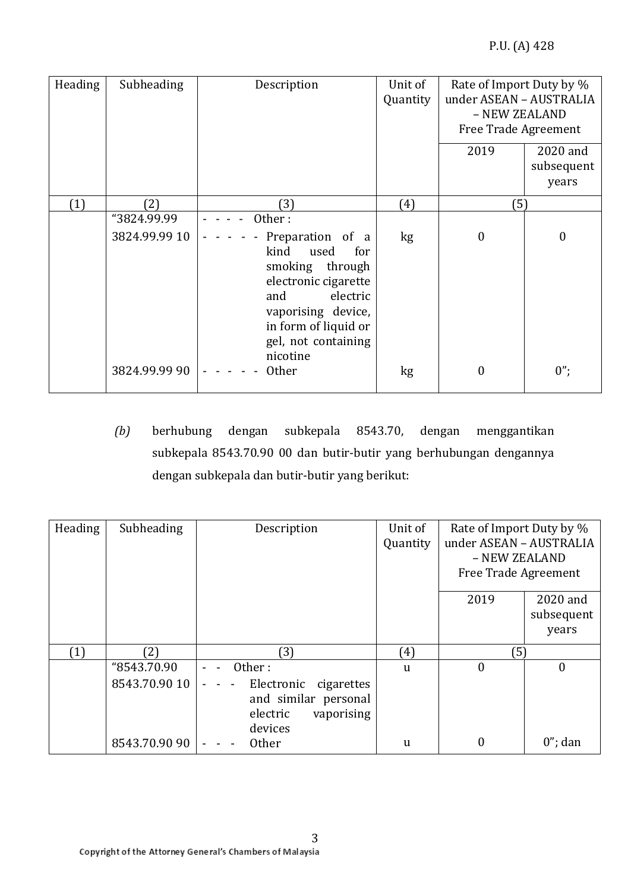| Heading | Subheading | Description | Unit of Quantity | Rate of Import Duty by % under ASEAN – AUSTRALIA – NEW ZEALAND Free Trade Agreement | |
|---|---|---|---|---|---|
| | | | | 2019 | 2020 and subsequent years |
| (1) | (2) | (3) | (4) | (5) | |
| | "3824.99.99 | - - - - Other : | | | |
| | 3824.99.99 10 | - - - - - Preparation of a kind used for smoking through electronic cigarette and electric vaporising device, in form of liquid or gel, not containing nicotine | kg | 0 | 0 |
| | 3824.99.99 90 | - - - - - Other | kg | 0 | 0"; |

*(b)* berhubung dengan subkepala 8543.70, dengan menggantikan subkepala 8543.70.90 00 dan butir-butir yang berhubungan dengannya dengan subkepala dan butir-butir yang berikut:

| Heading | Subheading | Description | Unit of Quantity | Rate of Import Duty by % under ASEAN – AUSTRALIA – NEW ZEALAND Free Trade Agreement | |
|---|---|---|---|---|---|
| | | | | 2019 | 2020 and subsequent years |
| (1) | (2) | (3) | (4) | (5) | |
| | "8543.70.90 | - - Other : | u | 0 | 0 |
| | 8543.70.90 10 | - - - Electronic cigarettes and similar personal electric vaporising devices | | | |
| | 8543.70.90 90 | - - - Other | u | 0 | 0"; dan |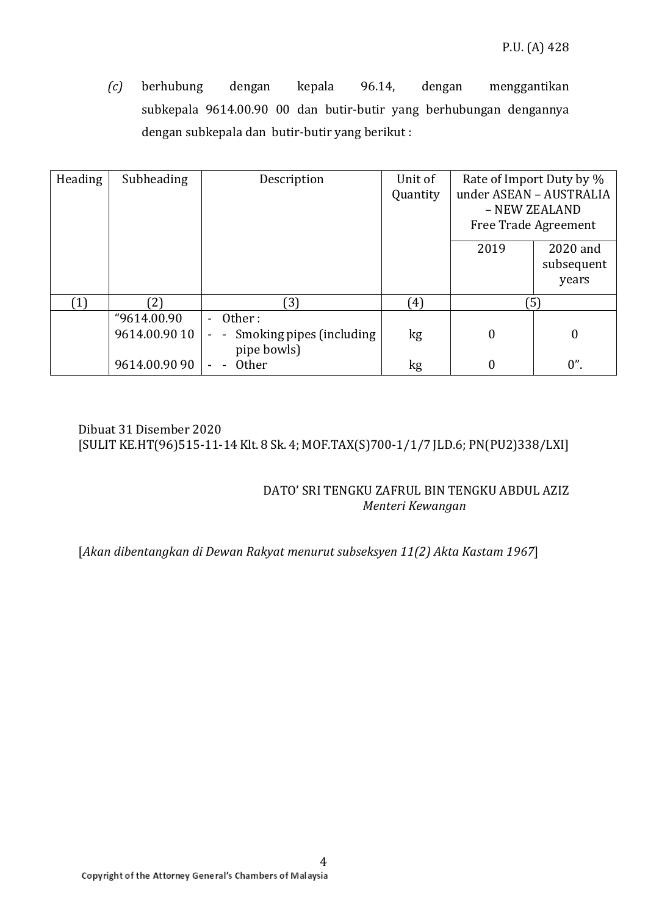*(c)* berhubung dengan kepala 96.14, dengan menggantikan subkepala 9614.00.90 00 dan butir-butir yang berhubungan dengannya dengan subkepala dan butir-butir yang berikut :

| Heading | Subheading | Description | Unit of Quantity | Rate of Import Duty by % under ASEAN – AUSTRALIA – NEW ZEALAND Free Trade Agreement | |
|---|---|---|---|---|---|
| | | | | 2019 | 2020 and subsequent years |
| (1) | (2) | (3) | (4) | (5) | |
| | "9614.00.90 | - Other : | | | |
| | 9614.00.90 10 | - - Smoking pipes (including pipe bowls) | kg | 0 | 0 |
| | 9614.00.90 90 | - - Other | kg | 0 | 0". |

Dibuat 31 Disember 2020
[SULIT KE.HT(96)515-11-14 Klt. 8 Sk. 4; MOF.TAX(S)700-1/1/7 JLD.6; PN(PU2)338/LXI]

DATO' SRI TENGKU ZAFRUL BIN TENGKU ABDUL AZIZ
*Menteri Kewangan*

[*Akan dibentangkan di Dewan Rakyat menurut subseksyen 11(2) Akta Kastam 1967*]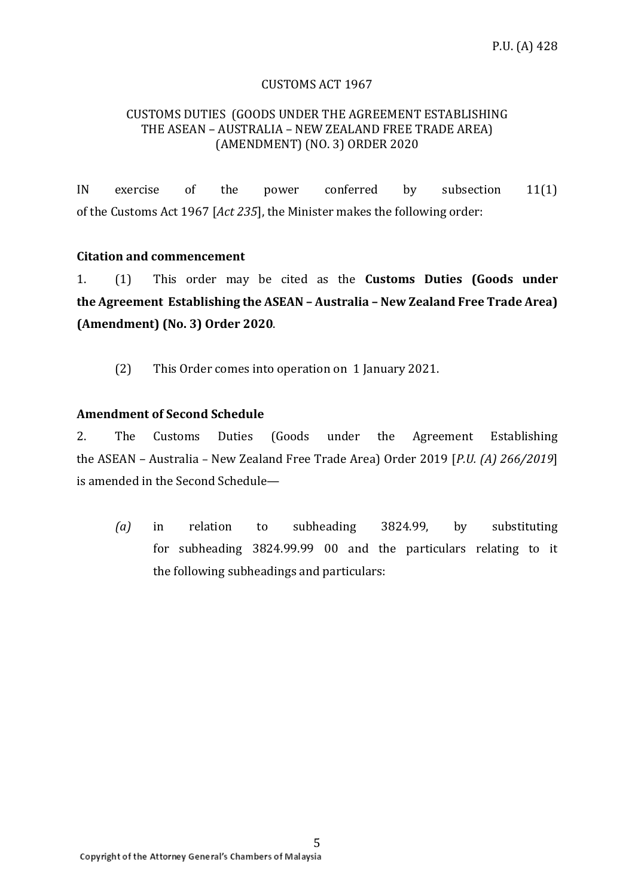CUSTOMS ACT 1967

CUSTOMS DUTIES (GOODS UNDER THE AGREEMENT ESTABLISHING THE ASEAN – AUSTRALIA – NEW ZEALAND FREE TRADE AREA) (AMENDMENT) (NO. 3) ORDER 2020

IN exercise of the power conferred by subsection 11(1) of the Customs Act 1967 [*Act 235*], the Minister makes the following order:

**Citation and commencement**

1. (1) This order may be cited as the **Customs Duties (Goods under the Agreement Establishing the ASEAN – Australia – New Zealand Free Trade Area) (Amendment) (No. 3) Order 2020**.

(2) This Order comes into operation on 1 January 2021.

**Amendment of Second Schedule**

2. The Customs Duties (Goods under the Agreement Establishing the ASEAN – Australia – New Zealand Free Trade Area) Order 2019 [*P.U. (A) 266/2019*] is amended in the Second Schedule—

*(a)* in relation to subheading 3824.99, by substituting for subheading 3824.99.99 00 and the particulars relating to it the following subheadings and particulars: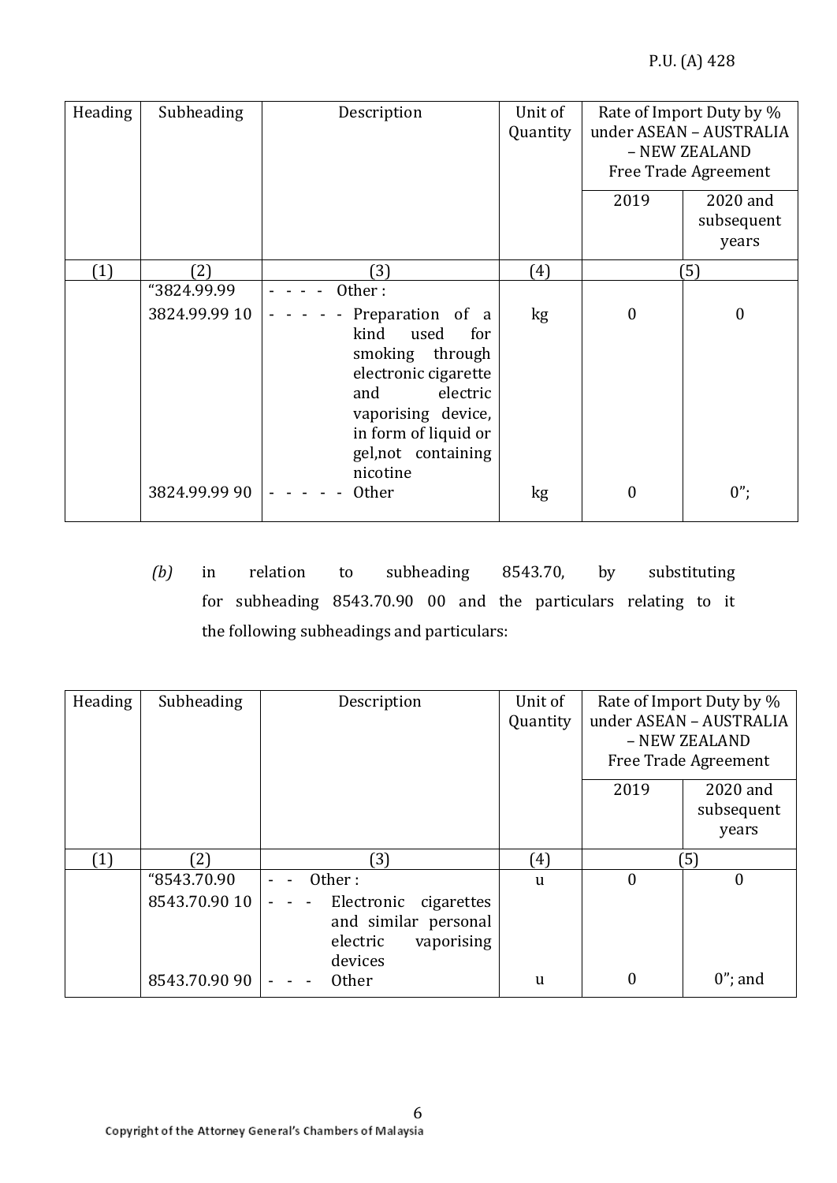| Heading | Subheading | Description | Unit of Quantity | Rate of Import Duty by % under ASEAN – AUSTRALIA – NEW ZEALAND Free Trade Agreement | |
|---|---|---|---|---|---|
| | | | | 2019 | 2020 and subsequent years |
| (1) | (2) | (3) | (4) | (5) | |
| | "3824.99.99 | - - - - Other : | | | |
| | 3824.99.99 10 | - - - - - Preparation of a kind used for smoking through electronic cigarette and electric vaporising device, in form of liquid or gel,not containing nicotine | kg | 0 | 0 |
| | 3824.99.99 90 | - - - - - Other | kg | 0 | 0"; |

*(b)* in relation to subheading 8543.70, by substituting for subheading 8543.70.90 00 and the particulars relating to it the following subheadings and particulars:

| Heading | Subheading | Description | Unit of Quantity | Rate of Import Duty by % under ASEAN – AUSTRALIA – NEW ZEALAND Free Trade Agreement | |
|---|---|---|---|---|---|
| | | | | 2019 | 2020 and subsequent years |
| (1) | (2) | (3) | (4) | (5) | |
| | "8543.70.90 | - - Other : | u | 0 | 0 |
| | 8543.70.90 10 | - - - Electronic cigarettes and similar personal electric vaporising devices | | | |
| | 8543.70.90 90 | - - - Other | u | 0 | 0"; and |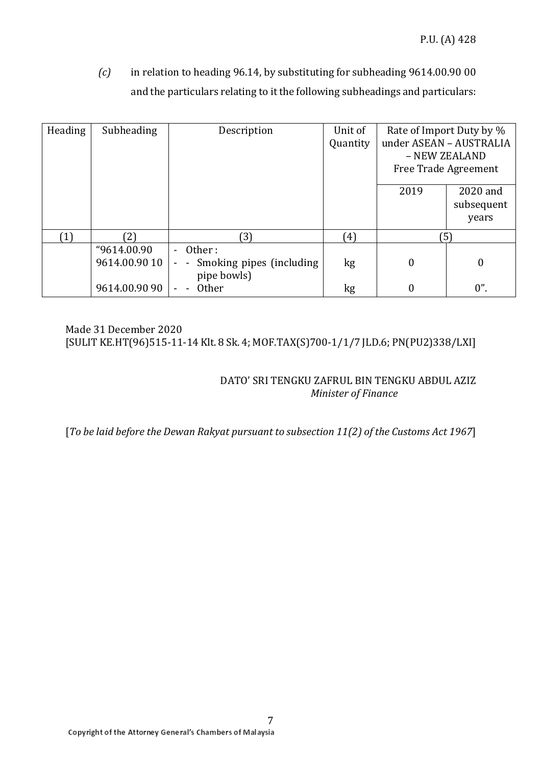*(c)* in relation to heading 96.14, by substituting for subheading 9614.00.90 00 and the particulars relating to it the following subheadings and particulars:

| Heading | Subheading | Description | Unit of Quantity | Rate of Import Duty by % under ASEAN – AUSTRALIA – NEW ZEALAND Free Trade Agreement | |
|---|---|---|---|---|---|
| | | | | 2019 | 2020 and subsequent years |
| (1) | (2) | (3) | (4) | (5) | |
| | “9614.00.90 | - Other : | | | |
| | 9614.00.90 10 | - - Smoking pipes (including pipe bowls) | kg | 0 | 0 |
| | 9614.00.90 90 | - - Other | kg | 0 | 0”. |

Made 31 December 2020
[SULIT KE.HT(96)515-11-14 Klt. 8 Sk. 4; MOF.TAX(S)700-1/1/7 JLD.6; PN(PU2)338/LXI]

DATO’ SRI TENGKU ZAFRUL BIN TENGKU ABDUL AZIZ
*Minister of Finance*

[*To be laid before the Dewan Rakyat pursuant to subsection 11(2) of the Customs Act 1967*]